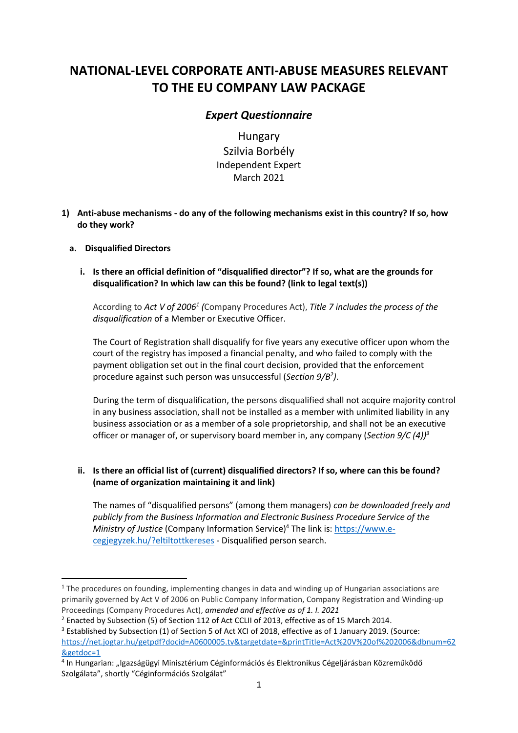# NATIONAL-LEVEL CORPORATE ANTI-ABUSE MEASURES RELEVANT TO THE EU COMPANY LAW PACKAGE

## *Expert Questionnaire*

Hungary
Szilvia Borbély
Independent Expert
March 2021

**1) Anti-abuse mechanisms - do any of the following mechanisms exist in this country? If so, how do they work?**

**a. Disqualified Directors**

**i. Is there an official definition of "disqualified director"? If so, what are the grounds for disqualification? In which law can this be found? (link to legal text(s))**

According to *Act V of 2006*[1] *(*Company Procedures Act), *Title 7 includes the process of the disqualification* of a Member or Executive Officer.

The Court of Registration shall disqualify for five years any executive officer upon whom the court of the registry has imposed a financial penalty, and who failed to comply with the payment obligation set out in the final court decision, provided that the enforcement procedure against such person was unsuccessful (*Section 9/B*[2]*)*.

During the term of disqualification, the persons disqualified shall not acquire majority control in any business association, shall not be installed as a member with unlimited liability in any business association or as a member of a sole proprietorship, and shall not be an executive officer or manager of, or supervisory board member in, any company (*Section 9/C (4))*[3]

**ii. Is there an official list of (current) disqualified directors? If so, where can this be found? (name of organization maintaining it and link)**

The names of "disqualified persons" (among them managers) *can be downloaded freely and publicly from the Business Information and Electronic Business Procedure Service of the Ministry of Justice* (Company Information Service)[4] The link is: https://www.e-cegjegyzek.hu/?eltiltottkereses - Disqualified person search.

---

[1] The procedures on founding, implementing changes in data and winding up of Hungarian associations are primarily governed by Act V of 2006 on Public Company Information, Company Registration and Winding-up Proceedings (Company Procedures Act), *amended and effective as of 1. I. 2021*

[2] Enacted by Subsection (5) of Section 112 of Act CCLII of 2013, effective as of 15 March 2014.

[3] Established by Subsection (1) of Section 5 of Act XCI of 2018, effective as of 1 January 2019. (Source: https://net.jogtar.hu/getpdf?docid=A0600005.tv&targetdate=&printTitle=Act%20V%20of%202006&dbnum=62&getdoc=1

[4] In Hungarian: „Igazságügyi Minisztérium Céginformációs és Elektronikus Cégeljárásban Közreműködő Szolgálata", shortly "Céginformációs Szolgálat"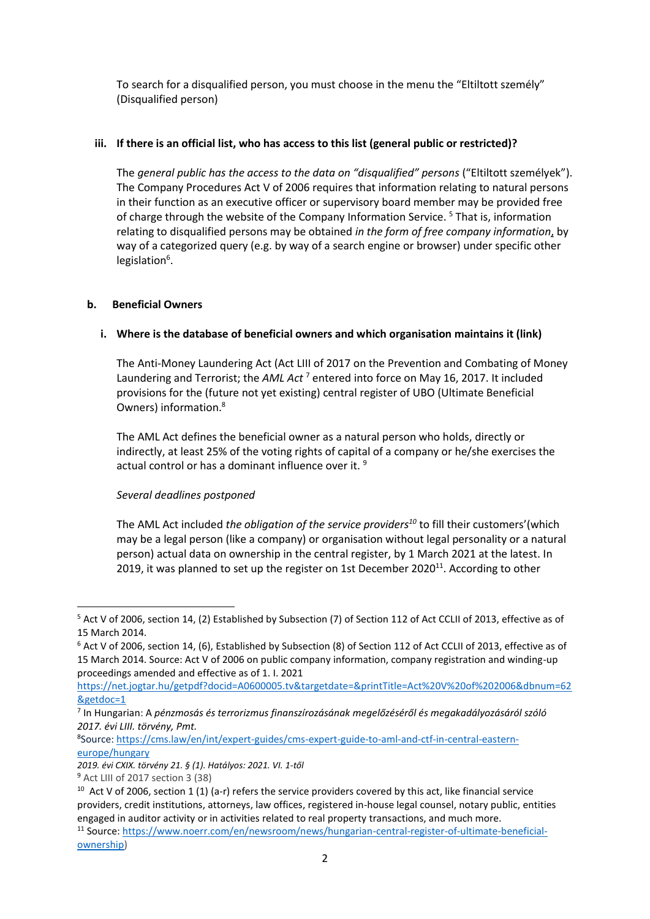To search for a disqualified person, you must choose in the menu the "Eltiltott személy" (Disqualified person)

**iii. If there is an official list, who has access to this list (general public or restricted)?**

The *general public has the access to the data on "disqualified" persons* ("Eltiltott személyek"). The Company Procedures Act V of 2006 requires that information relating to natural persons in their function as an executive officer or supervisory board member may be provided free of charge through the website of the Company Information Service. [5] That is, information relating to disqualified persons may be obtained *in the form of free company information*, by way of a categorized query (e.g. by way of a search engine or browser) under specific other legislation[6].

**b. Beneficial Owners**

**i. Where is the database of beneficial owners and which organisation maintains it (link)**

The Anti-Money Laundering Act (Act LIII of 2017 on the Prevention and Combating of Money Laundering and Terrorist; the *AML Act* [7] entered into force on May 16, 2017. It included provisions for the (future not yet existing) central register of UBO (Ultimate Beneficial Owners) information.[8]

The AML Act defines the beneficial owner as a natural person who holds, directly or indirectly, at least 25% of the voting rights of capital of a company or he/she exercises the actual control or has a dominant influence over it. [9]

*Several deadlines postponed*

The AML Act included *the obligation of the service providers*[10] to fill their customers'(which may be a legal person (like a company) or organisation without legal personality or a natural person) actual data on ownership in the central register, by 1 March 2021 at the latest. In 2019, it was planned to set up the register on 1st December 2020[11]. According to other

---

[5] Act V of 2006, section 14, (2) Established by Subsection (7) of Section 112 of Act CCLII of 2013, effective as of 15 March 2014.

[6] Act V of 2006, section 14, (6), Established by Subsection (8) of Section 112 of Act CCLII of 2013, effective as of 15 March 2014. Source: Act V of 2006 on public company information, company registration and winding-up proceedings amended and effective as of 1. I. 2021 https://net.jogtar.hu/getpdf?docid=A0600005.tv&targetdate=&printTitle=Act%20V%20of%202006&dbnum=62&getdoc=1

[7] In Hungarian: A *pénzmosás és terrorizmus finanszírozásának megelőzéséről és megakadályozásáról szóló 2017. évi LIII. törvény, Pmt.*

[8] Source: https://cms.law/en/int/expert-guides/cms-expert-guide-to-aml-and-ctf-in-central-eastern-europe/hungary
*2019. évi CXIX. törvény 21. § (1). Hatályos: 2021. VI. 1-től*

[9] Act LIII of 2017 section 3 (38)

[10] Act V of 2006, section 1 (1) (a-r) refers the service providers covered by this act, like financial service providers, credit institutions, attorneys, law offices, registered in-house legal counsel, notary public, entities engaged in auditor activity or in activities related to real property transactions, and much more.

[11] Source: https://www.noerr.com/en/newsroom/news/hungarian-central-register-of-ultimate-beneficial-ownership)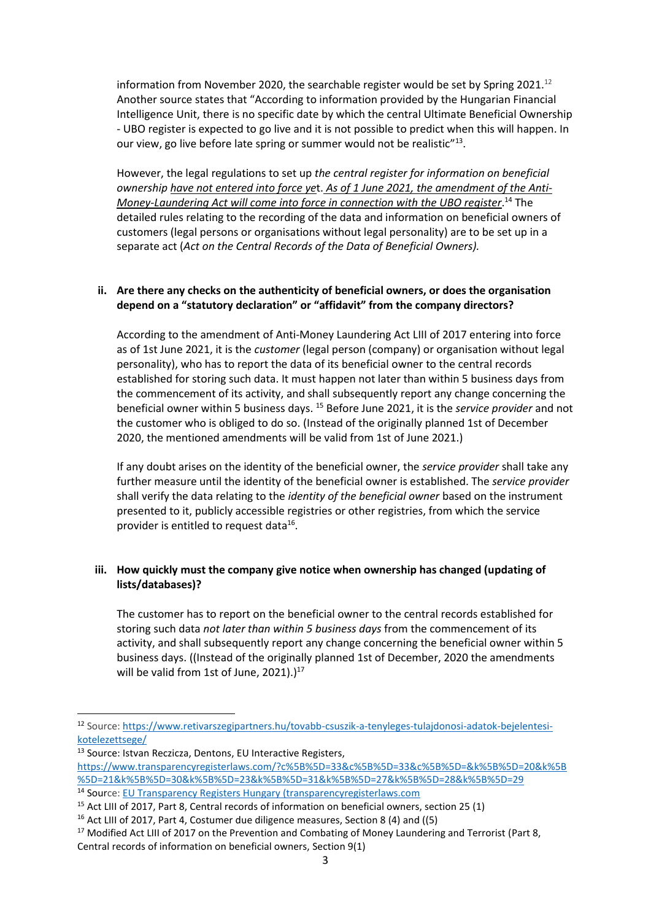information from November 2020, the searchable register would be set by Spring 2021.[12] Another source states that "According to information provided by the Hungarian Financial Intelligence Unit, there is no specific date by which the central Ultimate Beneficial Ownership - UBO register is expected to go live and it is not possible to predict when this will happen. In our view, go live before late spring or summer would not be realistic"[13].

However, the legal regulations to set up *the central register for information on beneficial ownership have not entered into force yet*. *As of 1 June 2021, the amendment of the Anti-Money-Laundering Act will come into force in connection with the UBO register*.[14] The detailed rules relating to the recording of the data and information on beneficial owners of customers (legal persons or organisations without legal personality) are to be set up in a separate act (*Act on the Central Records of the Data of Beneficial Owners).*

### ii. Are there any checks on the authenticity of beneficial owners, or does the organisation depend on a "statutory declaration" or "affidavit" from the company directors?

According to the amendment of Anti-Money Laundering Act LIII of 2017 entering into force as of 1st June 2021, it is the *customer* (legal person (company) or organisation without legal personality), who has to report the data of its beneficial owner to the central records established for storing such data. It must happen not later than within 5 business days from the commencement of its activity, and shall subsequently report any change concerning the beneficial owner within 5 business days. [15] Before June 2021, it is the *service provider* and not the customer who is obliged to do so. (Instead of the originally planned 1st of December 2020, the mentioned amendments will be valid from 1st of June 2021.)

If any doubt arises on the identity of the beneficial owner, the *service provider* shall take any further measure until the identity of the beneficial owner is established. The *service provider* shall verify the data relating to the *identity of the beneficial owner* based on the instrument presented to it, publicly accessible registries or other registries, from which the service provider is entitled to request data[16].

### iii. How quickly must the company give notice when ownership has changed (updating of lists/databases)?

The customer has to report on the beneficial owner to the central records established for storing such data *not later than within 5 business days* from the commencement of its activity, and shall subsequently report any change concerning the beneficial owner within 5 business days. ((Instead of the originally planned 1st of December, 2020 the amendments will be valid from 1st of June, 2021).)[17]

---

[12] Source: https://www.retivarszegipartners.hu/tovabb-csuszik-a-tenyleges-tulajdonosi-adatok-bejelentesi-kotelezettsege/

[13] Source: Istvan Reczicza, Dentons, EU Interactive Registers, https://www.transparencyregisterlaws.com/?c%5B%5D=33&c%5B%5D=33&c%5B%5D=&k%5B%5D=20&k%5B%5D=21&k%5B%5D=30&k%5B%5D=23&k%5B%5D=31&k%5B%5D=27&k%5B%5D=28&k%5B%5D=29

[14] Source: EU Transparency Registers Hungary (transparencyregisterlaws.com

[15] Act LIII of 2017, Part 8, Central records of information on beneficial owners, section 25 (1)

[16] Act LIII of 2017, Part 4, Costumer due diligence measures, Section 8 (4) and ((5)

[17] Modified Act LIII of 2017 on the Prevention and Combating of Money Laundering and Terrorist (Part 8, Central records of information on beneficial owners, Section 9(1)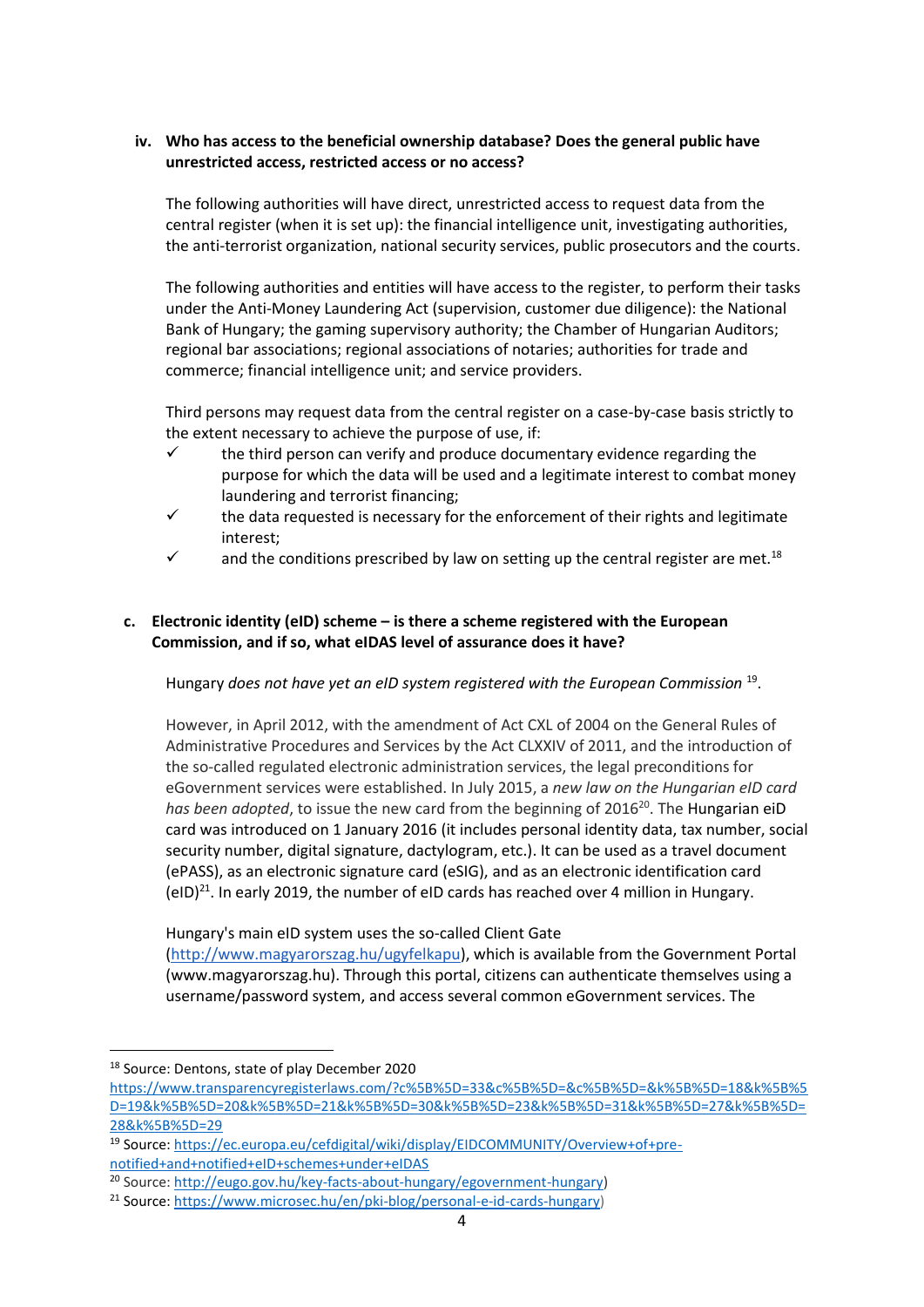**iv. Who has access to the beneficial ownership database? Does the general public have unrestricted access, restricted access or no access?**

The following authorities will have direct, unrestricted access to request data from the central register (when it is set up): the financial intelligence unit, investigating authorities, the anti-terrorist organization, national security services, public prosecutors and the courts.

The following authorities and entities will have access to the register, to perform their tasks under the Anti-Money Laundering Act (supervision, customer due diligence): the National Bank of Hungary; the gaming supervisory authority; the Chamber of Hungarian Auditors; regional bar associations; regional associations of notaries; authorities for trade and commerce; financial intelligence unit; and service providers.

Third persons may request data from the central register on a case-by-case basis strictly to the extent necessary to achieve the purpose of use, if:

- ✓ the third person can verify and produce documentary evidence regarding the purpose for which the data will be used and a legitimate interest to combat money laundering and terrorist financing;
- ✓ the data requested is necessary for the enforcement of their rights and legitimate interest;
- ✓ and the conditions prescribed by law on setting up the central register are met.[18]

**c. Electronic identity (eID) scheme – is there a scheme registered with the European Commission, and if so, what eIDAS level of assurance does it have?**

Hungary *does not have yet an eID system registered with the European Commission* [19].

However, in April 2012, with the amendment of Act CXL of 2004 on the General Rules of Administrative Procedures and Services by the Act CLXXIV of 2011, and the introduction of the so-called regulated electronic administration services, the legal preconditions for eGovernment services were established. In July 2015, a *new law on the Hungarian eID card has been adopted*, to issue the new card from the beginning of 2016[20]. The Hungarian eID card was introduced on 1 January 2016 (it includes personal identity data, tax number, social security number, digital signature, dactylogram, etc.). It can be used as a travel document (ePASS), as an electronic signature card (eSIG), and as an electronic identification card (eID)[21]. In early 2019, the number of eID cards has reached over 4 million in Hungary.

Hungary's main eID system uses the so-called Client Gate (http://www.magyarorszag.hu/ugyfelkapu), which is available from the Government Portal (www.magyarorszag.hu). Through this portal, citizens can authenticate themselves using a username/password system, and access several common eGovernment services. The

---

[18] Source: Dentons, state of play December 2020 https://www.transparencyregisterlaws.com/?c%5B%5D=33&c%5B%5D=&c%5B%5D=&k%5B%5D=18&k%5B%5D=19&k%5B%5D=20&k%5B%5D=21&k%5B%5D=30&k%5B%5D=23&k%5B%5D=31&k%5B%5D=27&k%5B%5D=28&k%5B%5D=29

[19] Source: https://ec.europa.eu/cefdigital/wiki/display/EIDCOMMUNITY/Overview+of+pre-notified+and+notified+eID+schemes+under+eIDAS

[20] Source: http://eugo.gov.hu/key-facts-about-hungary/egovernment-hungary)

[21] Source: https://www.microsec.hu/en/pki-blog/personal-e-id-cards-hungary)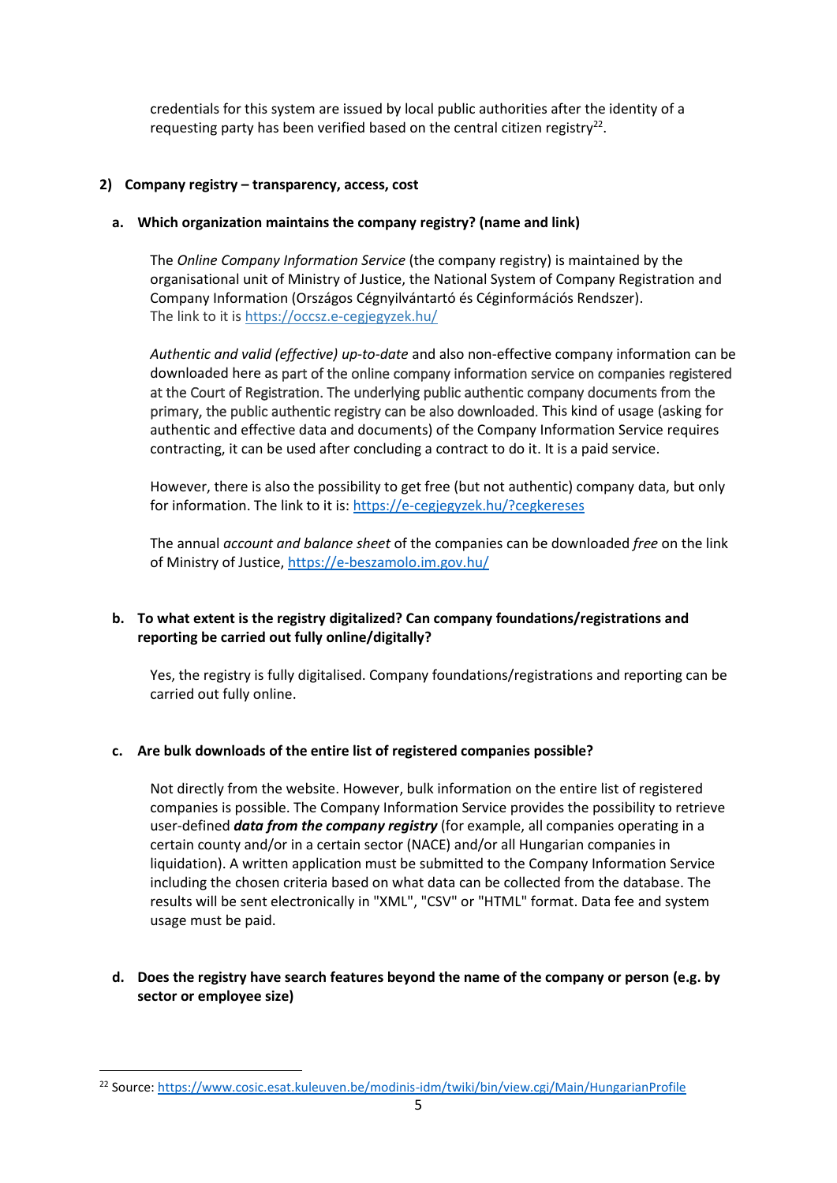credentials for this system are issued by local public authorities after the identity of a requesting party has been verified based on the central citizen registry[22].

## 2) Company registry – transparency, access, cost

### a. Which organization maintains the company registry? (name and link)

The *Online Company Information Service* (the company registry) is maintained by the organisational unit of Ministry of Justice, the National System of Company Registration and Company Information (Országos Cégnyilvántartó és Céginformációs Rendszer). The link to it is https://occsz.e-cegjegyzek.hu/

*Authentic and valid (effective) up-to-date* and also non-effective company information can be downloaded here as part of the online company information service on companies registered at the Court of Registration. The underlying public authentic company documents from the primary, the public authentic registry can be also downloaded. This kind of usage (asking for authentic and effective data and documents) of the Company Information Service requires contracting, it can be used after concluding a contract to do it. It is a paid service.

However, there is also the possibility to get free (but not authentic) company data, but only for information. The link to it is: https://e-cegjegyzek.hu/?cegkereses

The annual *account and balance sheet* of the companies can be downloaded *free* on the link of Ministry of Justice, https://e-beszamolo.im.gov.hu/

### b. To what extent is the registry digitalized? Can company foundations/registrations and reporting be carried out fully online/digitally?

Yes, the registry is fully digitalised. Company foundations/registrations and reporting can be carried out fully online.

### c. Are bulk downloads of the entire list of registered companies possible?

Not directly from the website. However, bulk information on the entire list of registered companies is possible. The Company Information Service provides the possibility to retrieve user-defined ***data from the company registry*** (for example, all companies operating in a certain county and/or in a certain sector (NACE) and/or all Hungarian companies in liquidation). A written application must be submitted to the Company Information Service including the chosen criteria based on what data can be collected from the database. The results will be sent electronically in "XML", "CSV" or "HTML" format. Data fee and system usage must be paid.

### d. Does the registry have search features beyond the name of the company or person (e.g. by sector or employee size)

---

[22] Source: https://www.cosic.esat.kuleuven.be/modinis-idm/twiki/bin/view.cgi/Main/HungarianProfile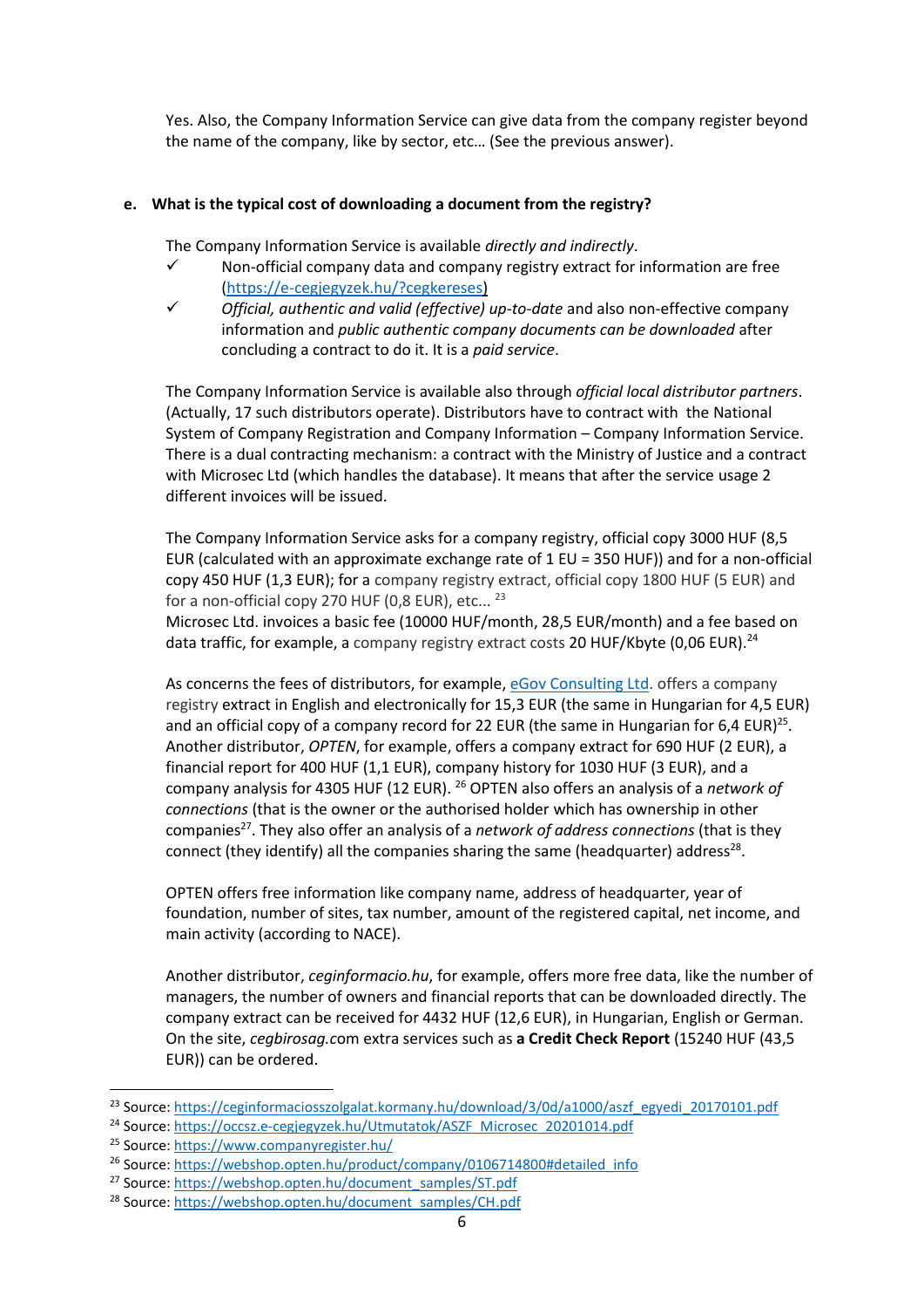Yes. Also, the Company Information Service can give data from the company register beyond the name of the company, like by sector, etc… (See the previous answer).

**e. What is the typical cost of downloading a document from the registry?**

The Company Information Service is available *directly and indirectly*.

- ✓ Non-official company data and company registry extract for information are free (https://e-cegjegyzek.hu/?cegkereses)
- ✓ *Official, authentic and valid (effective) up-to-date* and also non-effective company information and *public authentic company documents can be downloaded* after concluding a contract to do it. It is a *paid service*.

The Company Information Service is available also through *official local distributor partners*. (Actually, 17 such distributors operate). Distributors have to contract with the National System of Company Registration and Company Information – Company Information Service. There is a dual contracting mechanism: a contract with the Ministry of Justice and a contract with Microsec Ltd (which handles the database). It means that after the service usage 2 different invoices will be issued.

The Company Information Service asks for a company registry, official copy 3000 HUF (8,5 EUR (calculated with an approximate exchange rate of 1 EU = 350 HUF)) and for a non-official copy 450 HUF (1,3 EUR); for a company registry extract, official copy 1800 HUF (5 EUR) and for a non-official copy 270 HUF (0,8 EUR), etc... [23]
Microsec Ltd. invoices a basic fee (10000 HUF/month, 28,5 EUR/month) and a fee based on data traffic, for example, a company registry extract costs 20 HUF/Kbyte (0,06 EUR).[24]

As concerns the fees of distributors, for example, eGov Consulting Ltd. offers a company registry extract in English and electronically for 15,3 EUR (the same in Hungarian for 4,5 EUR) and an official copy of a company record for 22 EUR (the same in Hungarian for 6,4 EUR)[25]. Another distributor, *OPTEN*, for example, offers a company extract for 690 HUF (2 EUR), a financial report for 400 HUF (1,1 EUR), company history for 1030 HUF (3 EUR), and a company analysis for 4305 HUF (12 EUR). [26] OPTEN also offers an analysis of a *network of connections* (that is the owner or the authorised holder which has ownership in other companies[27]. They also offer an analysis of a *network of address connections* (that is they connect (they identify) all the companies sharing the same (headquarter) address[28].

OPTEN offers free information like company name, address of headquarter, year of foundation, number of sites, tax number, amount of the registered capital, net income, and main activity (according to NACE).

Another distributor, *ceginformacio.hu*, for example, offers more free data, like the number of managers, the number of owners and financial reports that can be downloaded directly. The company extract can be received for 4432 HUF (12,6 EUR), in Hungarian, English or German. On the site, *cegbirosag.*com extra services such as **a Credit Check Report** (15240 HUF (43,5 EUR)) can be ordered.

---

[23] Source: https://ceginformaciosszolgalat.kormany.hu/download/3/0d/a1000/aszf_egyedi_20170101.pdf
[24] Source: https://occsz.e-cegjegyzek.hu/Utmutatok/ASZF_Microsec_20201014.pdf
[25] Source: https://www.companyregister.hu/
[26] Source: https://webshop.opten.hu/product/company/0106714800#detailed_info
[27] Source: https://webshop.opten.hu/document_samples/ST.pdf
[28] Source: https://webshop.opten.hu/document_samples/CH.pdf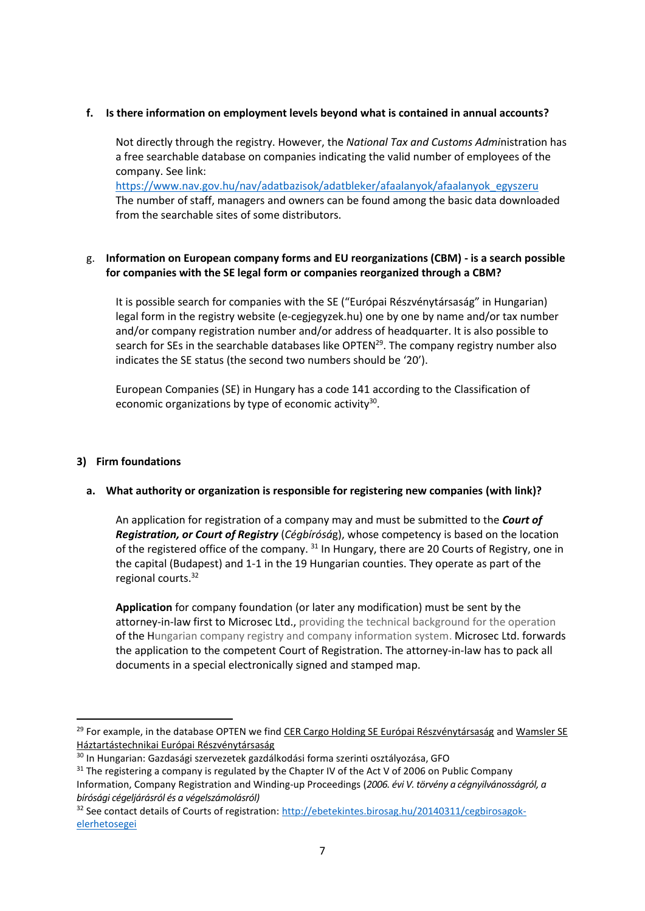**f. Is there information on employment levels beyond what is contained in annual accounts?**

Not directly through the registry. However, the *National Tax and Customs Admi*nistration has a free searchable database on companies indicating the valid number of employees of the company. See link: https://www.nav.gov.hu/nav/adatbazisok/adatbleker/afaalanyok/afaalanyok_egyszeru
The number of staff, managers and owners can be found among the basic data downloaded from the searchable sites of some distributors.

g. **Information on European company forms and EU reorganizations (CBM) - is a search possible for companies with the SE legal form or companies reorganized through a CBM?**

It is possible search for companies with the SE ("Európai Részvénytársaság" in Hungarian) legal form in the registry website (e-cegjegyzek.hu) one by one by name and/or tax number and/or company registration number and/or address of headquarter. It is also possible to search for SEs in the searchable databases like OPTEN[29]. The company registry number also indicates the SE status (the second two numbers should be '20').

European Companies (SE) in Hungary has a code 141 according to the Classification of economic organizations by type of economic activity[30].

## 3) Firm foundations

**a. What authority or organization is responsible for registering new companies (with link)?**

An application for registration of a company may and must be submitted to the ***Court of Registration, or Court of Registry*** (*Cégbíróság*), whose competency is based on the location of the registered office of the company. [31] In Hungary, there are 20 Courts of Registry, one in the capital (Budapest) and 1-1 in the 19 Hungarian counties. They operate as part of the regional courts.[32]

**Application** for company foundation (or later any modification) must be sent by the attorney-in-law first to Microsec Ltd., providing the technical background for the operation of the Hungarian company registry and company information system. Microsec Ltd. forwards the application to the competent Court of Registration. The attorney-in-law has to pack all documents in a special electronically signed and stamped map.

---

[29] For example, in the database OPTEN we find CER Cargo Holding SE Európai Részvénytársaság and Wamsler SE Háztartástechnikai Európai Részvénytársaság

[30] In Hungarian: Gazdasági szervezetek gazdálkodási forma szerinti osztályozása, GFO

[31] The registering a company is regulated by the Chapter IV of the Act V of 2006 on Public Company Information, Company Registration and Winding-up Proceedings (*2006. évi V. törvény a cégnyilvánosságról, a bírósági cégeljárásról és a végelszámolásról)*

[32] See contact details of Courts of registration: http://ebetekintes.birosag.hu/20140311/cegbirosagok-elerhetosegei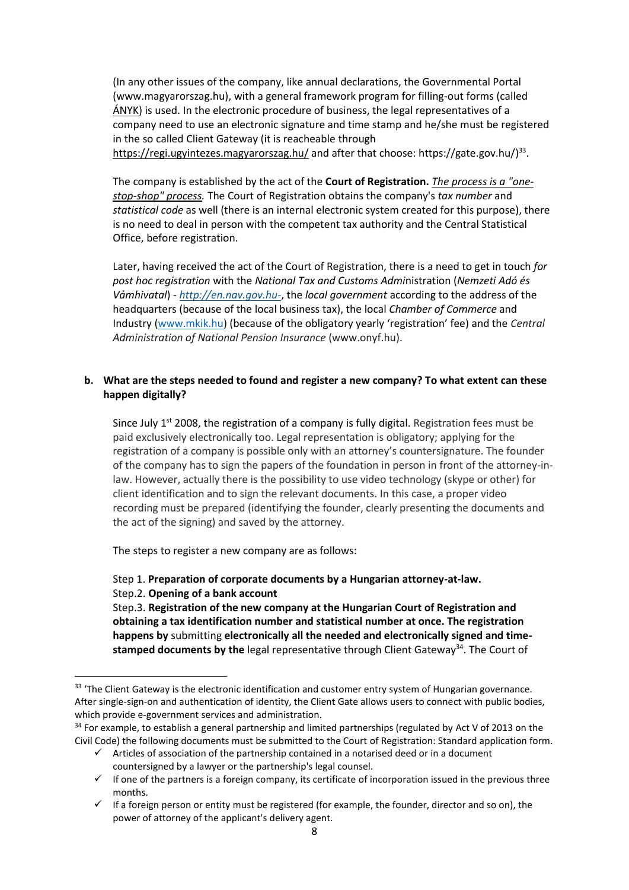(In any other issues of the company, like annual declarations, the Governmental Portal (www.magyarorszag.hu), with a general framework program for filling-out forms (called ÁNYK) is used. In the electronic procedure of business, the legal representatives of a company need to use an electronic signature and time stamp and he/she must be registered in the so called Client Gateway (it is reacheable through https://regi.ugyintezes.magyarorszag.hu/ and after that choose: https://gate.gov.hu/)[33].

The company is established by the act of the **Court of Registration.** *The process is a "one-stop-shop" process.* The Court of Registration obtains the company's *tax number* and *statistical code* as well (there is an internal electronic system created for this purpose), there is no need to deal in person with the competent tax authority and the Central Statistical Office, before registration.

Later, having received the act of the Court of Registration, there is a need to get in touch *for post hoc registration* with the *National Tax and Customs Admi*nistration (*Nemzeti Adó és Vámhivatal*) - *http://en.nav.gov.hu-*, the *local government* according to the address of the headquarters (because of the local business tax), the local *Chamber of Commerce* and Industry (www.mkik.hu) (because of the obligatory yearly 'registration' fee) and the *Central Administration of National Pension Insurance* (www.onyf.hu).

**b. What are the steps needed to found and register a new company? To what extent can these happen digitally?**

Since July 1st 2008, the registration of a company is fully digital. Registration fees must be paid exclusively electronically too. Legal representation is obligatory; applying for the registration of a company is possible only with an attorney's countersignature. The founder of the company has to sign the papers of the foundation in person in front of the attorney-in-law. However, actually there is the possibility to use video technology (skype or other) for client identification and to sign the relevant documents. In this case, a proper video recording must be prepared (identifying the founder, clearly presenting the documents and the act of the signing) and saved by the attorney.

The steps to register a new company are as follows:

Step 1. **Preparation of corporate documents by a Hungarian attorney-at-law.**
Step.2. **Opening of a bank account**
Step.3. **Registration of the new company at the Hungarian Court of Registration and obtaining a tax identification number and statistical number at once. The registration happens by** submitting **electronically all the needed and electronically signed and time-stamped documents by the** legal representative through Client Gateway[34]. The Court of

---

[33] 'The Client Gateway is the electronic identification and customer entry system of Hungarian governance. After single-sign-on and authentication of identity, the Client Gate allows users to connect with public bodies, which provide e-government services and administration.

[34] For example, to establish a general partnership and limited partnerships (regulated by Act V of 2013 on the Civil Code) the following documents must be submitted to the Court of Registration: Standard application form.

- ✓ Articles of association of the partnership contained in a notarised deed or in a document countersigned by a lawyer or the partnership's legal counsel.
- ✓ If one of the partners is a foreign company, its certificate of incorporation issued in the previous three months.
- ✓ If a foreign person or entity must be registered (for example, the founder, director and so on), the power of attorney of the applicant's delivery agent.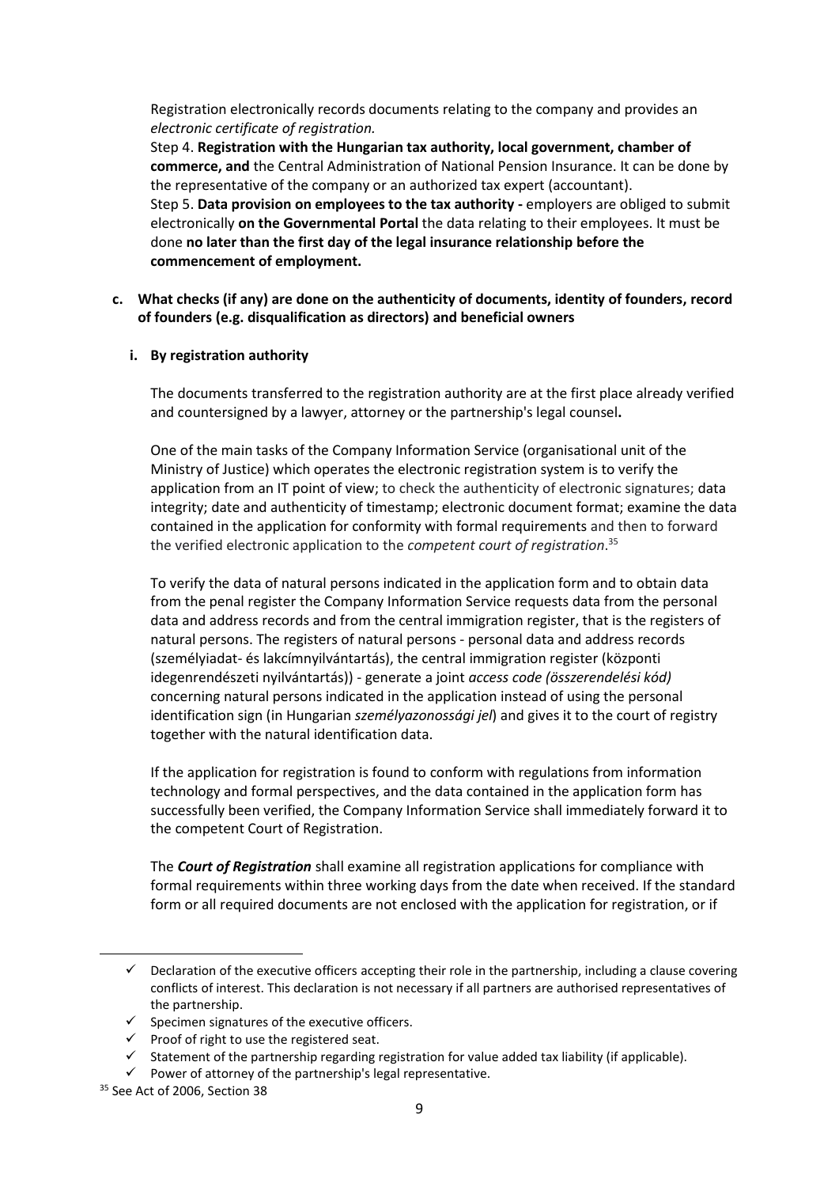Registration electronically records documents relating to the company and provides an *electronic certificate of registration.*

Step 4. **Registration with the Hungarian tax authority, local government, chamber of commerce, and** the Central Administration of National Pension Insurance. It can be done by the representative of the company or an authorized tax expert (accountant).

Step 5. **Data provision on employees to the tax authority -** employers are obliged to submit electronically **on the Governmental Portal** the data relating to their employees. It must be done **no later than the first day of the legal insurance relationship before the commencement of employment.**

**c. What checks (if any) are done on the authenticity of documents, identity of founders, record of founders (e.g. disqualification as directors) and beneficial owners**

**i. By registration authority**

The documents transferred to the registration authority are at the first place already verified and countersigned by a lawyer, attorney or the partnership's legal counsel**.**

One of the main tasks of the Company Information Service (organisational unit of the Ministry of Justice) which operates the electronic registration system is to verify the application from an IT point of view; to check the authenticity of electronic signatures; data integrity; date and authenticity of timestamp; electronic document format; examine the data contained in the application for conformity with formal requirements and then to forward the verified electronic application to the *competent court of registration*.[35]

To verify the data of natural persons indicated in the application form and to obtain data from the penal register the Company Information Service requests data from the personal data and address records and from the central immigration register, that is the registers of natural persons. The registers of natural persons - personal data and address records (személyiadat- és lakcímnyilvántartás), the central immigration register (központi idegenrendészeti nyilvántartás)) - generate a joint *access code (összerendelési kód)* concerning natural persons indicated in the application instead of using the personal identification sign (in Hungarian *személyazonossági jel*) and gives it to the court of registry together with the natural identification data.

If the application for registration is found to conform with regulations from information technology and formal perspectives, and the data contained in the application form has successfully been verified, the Company Information Service shall immediately forward it to the competent Court of Registration.

The ***Court of Registration*** shall examine all registration applications for compliance with formal requirements within three working days from the date when received. If the standard form or all required documents are not enclosed with the application for registration, or if

---

- ✓ Declaration of the executive officers accepting their role in the partnership, including a clause covering conflicts of interest. This declaration is not necessary if all partners are authorised representatives of the partnership.
- ✓ Specimen signatures of the executive officers.
- ✓ Proof of right to use the registered seat.
- ✓ Statement of the partnership regarding registration for value added tax liability (if applicable).
- ✓ Power of attorney of the partnership's legal representative.

[35] See Act of 2006, Section 38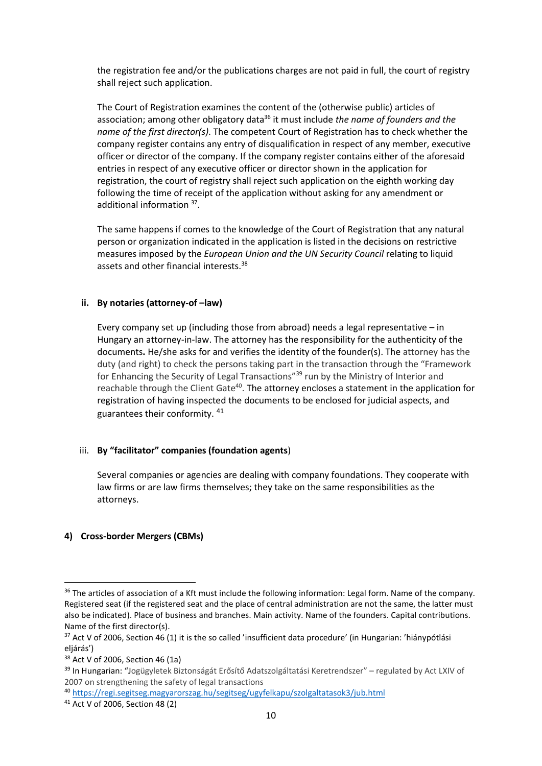the registration fee and/or the publications charges are not paid in full, the court of registry shall reject such application.

The Court of Registration examines the content of the (otherwise public) articles of association; among other obligatory data[36] it must include *the name of founders and the name of the first director(s)*. The competent Court of Registration has to check whether the company register contains any entry of disqualification in respect of any member, executive officer or director of the company. If the company register contains either of the aforesaid entries in respect of any executive officer or director shown in the application for registration, the court of registry shall reject such application on the eighth working day following the time of receipt of the application without asking for any amendment or additional information [37].

The same happens if comes to the knowledge of the Court of Registration that any natural person or organization indicated in the application is listed in the decisions on restrictive measures imposed by the *European Union and the UN Security Council* relating to liquid assets and other financial interests.[38]

**ii. By notaries (attorney-of –law)**

Every company set up (including those from abroad) needs a legal representative – in Hungary an attorney-in-law. The attorney has the responsibility for the authenticity of the documents**.** He/she asks for and verifies the identity of the founder(s). The attorney has the duty (and right) to check the persons taking part in the transaction through the "Framework for Enhancing the Security of Legal Transactions"[39] run by the Ministry of Interior and reachable through the Client Gate[40]. The attorney encloses a statement in the application for registration of having inspected the documents to be enclosed for judicial aspects, and guarantees their conformity. [41]

iii. **By "facilitator" companies (foundation agents**)

Several companies or agencies are dealing with company foundations. They cooperate with law firms or are law firms themselves; they take on the same responsibilities as the attorneys.

**4) Cross-border Mergers (CBMs)**

---

[36] The articles of association of a Kft must include the following information: Legal form. Name of the company. Registered seat (if the registered seat and the place of central administration are not the same, the latter must also be indicated). Place of business and branches. Main activity. Name of the founders. Capital contributions. Name of the first director(s).

[37] Act V of 2006, Section 46 (1) it is the so called 'insufficient data procedure' (in Hungarian: 'hiánypótlási eljárás')

[38] Act V of 2006, Section 46 (1a)

[39] In Hungarian: "Jogügyletek Biztonságát Erősítő Adatszolgáltatási Keretrendszer" – regulated by Act LXIV of 2007 on strengthening the safety of legal transactions

[40] https://regi.segitseg.magyarorszag.hu/segitseg/ugyfelkapu/szolgaltatasok3/jub.html

[41] Act V of 2006, Section 48 (2)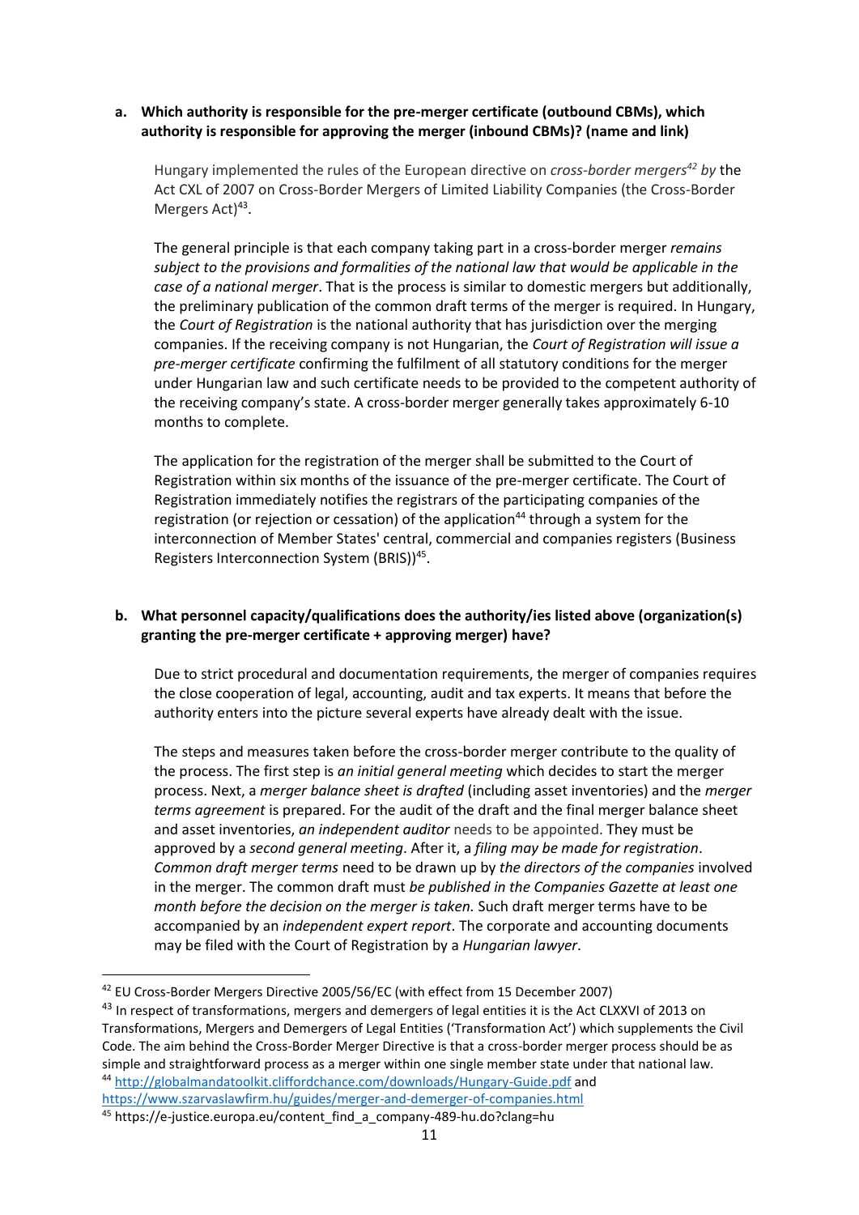**a. Which authority is responsible for the pre-merger certificate (outbound CBMs), which authority is responsible for approving the merger (inbound CBMs)? (name and link)**

Hungary implemented the rules of the European directive on *cross-border mergers*[42] *by* the Act CXL of 2007 on Cross-Border Mergers of Limited Liability Companies (the Cross-Border Mergers Act)[43].

The general principle is that each company taking part in a cross-border merger *remains subject to the provisions and formalities of the national law that would be applicable in the case of a national merger*. That is the process is similar to domestic mergers but additionally, the preliminary publication of the common draft terms of the merger is required. In Hungary, the *Court of Registration* is the national authority that has jurisdiction over the merging companies. If the receiving company is not Hungarian, the *Court of Registration will issue a pre-merger certificate* confirming the fulfilment of all statutory conditions for the merger under Hungarian law and such certificate needs to be provided to the competent authority of the receiving company's state. A cross-border merger generally takes approximately 6-10 months to complete.

The application for the registration of the merger shall be submitted to the Court of Registration within six months of the issuance of the pre-merger certificate. The Court of Registration immediately notifies the registrars of the participating companies of the registration (or rejection or cessation) of the application[44] through a system for the interconnection of Member States' central, commercial and companies registers (Business Registers Interconnection System (BRIS))[45].

**b. What personnel capacity/qualifications does the authority/ies listed above (organization(s) granting the pre-merger certificate + approving merger) have?**

Due to strict procedural and documentation requirements, the merger of companies requires the close cooperation of legal, accounting, audit and tax experts. It means that before the authority enters into the picture several experts have already dealt with the issue.

The steps and measures taken before the cross-border merger contribute to the quality of the process. The first step is *an initial general meeting* which decides to start the merger process. Next, a *merger balance sheet is drafted* (including asset inventories) and the *merger terms agreement* is prepared. For the audit of the draft and the final merger balance sheet and asset inventories, *an independent auditor* needs to be appointed. They must be approved by a *second general meeting*. After it, a *filing may be made for registration*. *Common draft merger terms* need to be drawn up by *the directors of the companies* involved in the merger. The common draft must *be published in the Companies Gazette at least one month before the decision on the merger is taken.* Such draft merger terms have to be accompanied by an *independent expert report*. The corporate and accounting documents may be filed with the Court of Registration by a *Hungarian lawyer*.

---

[42] EU Cross-Border Mergers Directive 2005/56/EC (with effect from 15 December 2007)

[43] In respect of transformations, mergers and demergers of legal entities it is the Act CLXXVI of 2013 on Transformations, Mergers and Demergers of Legal Entities ('Transformation Act') which supplements the Civil Code. The aim behind the Cross-Border Merger Directive is that a cross-border merger process should be as simple and straightforward process as a merger within one single member state under that national law.

[44] http://globalmandatoolkit.cliffordchance.com/downloads/Hungary-Guide.pdf and https://www.szarvaslawfirm.hu/guides/merger-and-demerger-of-companies.html

[45] https://e-justice.europa.eu/content_find_a_company-489-hu.do?clang=hu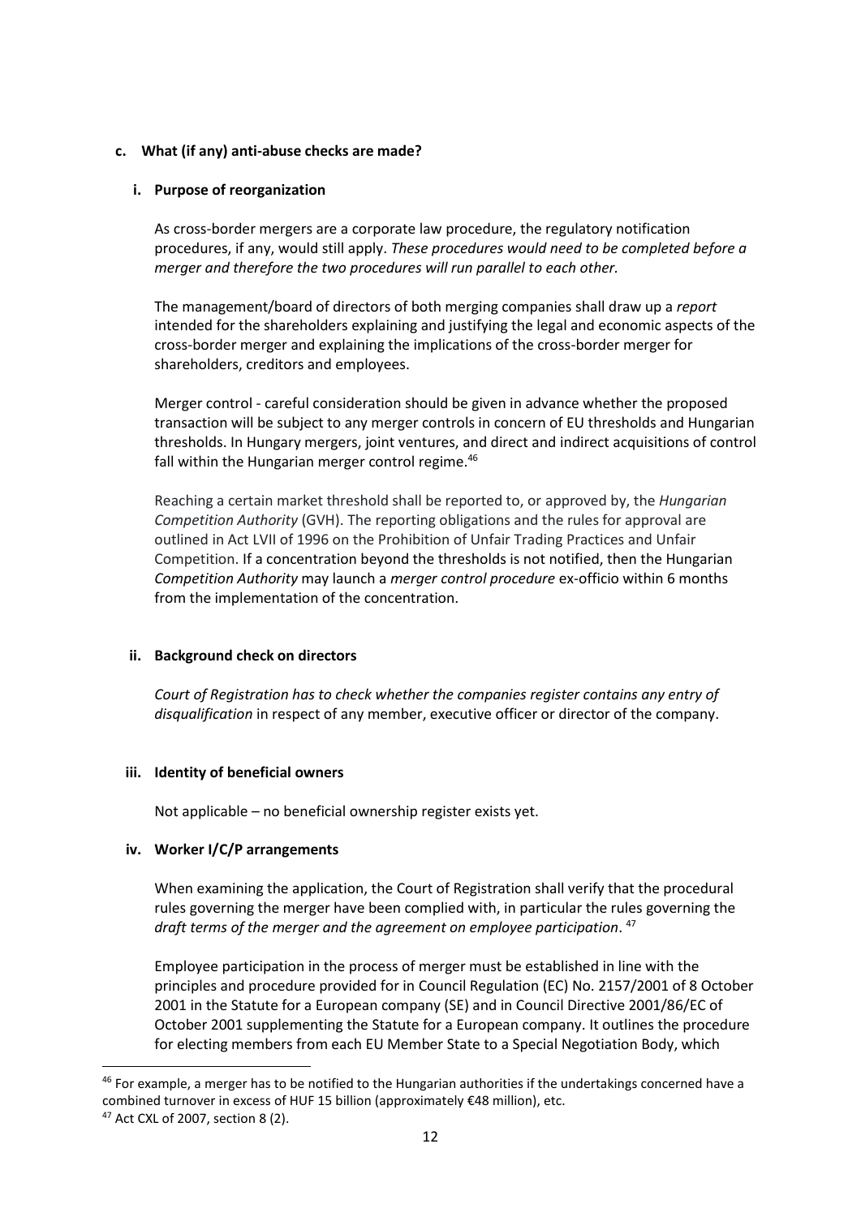**c. What (if any) anti-abuse checks are made?**

**i. Purpose of reorganization**

As cross-border mergers are a corporate law procedure, the regulatory notification procedures, if any, would still apply. *These procedures would need to be completed before a merger and therefore the two procedures will run parallel to each other.*

The management/board of directors of both merging companies shall draw up a *report* intended for the shareholders explaining and justifying the legal and economic aspects of the cross-border merger and explaining the implications of the cross-border merger for shareholders, creditors and employees.

Merger control - careful consideration should be given in advance whether the proposed transaction will be subject to any merger controls in concern of EU thresholds and Hungarian thresholds. In Hungary mergers, joint ventures, and direct and indirect acquisitions of control fall within the Hungarian merger control regime.[46]

Reaching a certain market threshold shall be reported to, or approved by, the *Hungarian Competition Authority* (GVH). The reporting obligations and the rules for approval are outlined in Act LVII of 1996 on the Prohibition of Unfair Trading Practices and Unfair Competition. If a concentration beyond the thresholds is not notified, then the Hungarian *Competition Authority* may launch a *merger control procedure* ex-officio within 6 months from the implementation of the concentration.

**ii. Background check on directors**

*Court of Registration has to check whether the companies register contains any entry of disqualification* in respect of any member, executive officer or director of the company.

**iii. Identity of beneficial owners**

Not applicable – no beneficial ownership register exists yet.

**iv. Worker I/C/P arrangements**

When examining the application, the Court of Registration shall verify that the procedural rules governing the merger have been complied with, in particular the rules governing the *draft terms of the merger and the agreement on employee participation*. [47]

Employee participation in the process of merger must be established in line with the principles and procedure provided for in Council Regulation (EC) No. 2157/2001 of 8 October 2001 in the Statute for a European company (SE) and in Council Directive 2001/86/EC of October 2001 supplementing the Statute for a European company. It outlines the procedure for electing members from each EU Member State to a Special Negotiation Body, which

---

[46] For example, a merger has to be notified to the Hungarian authorities if the undertakings concerned have a combined turnover in excess of HUF 15 billion (approximately €48 million), etc.

[47] Act CXL of 2007, section 8 (2).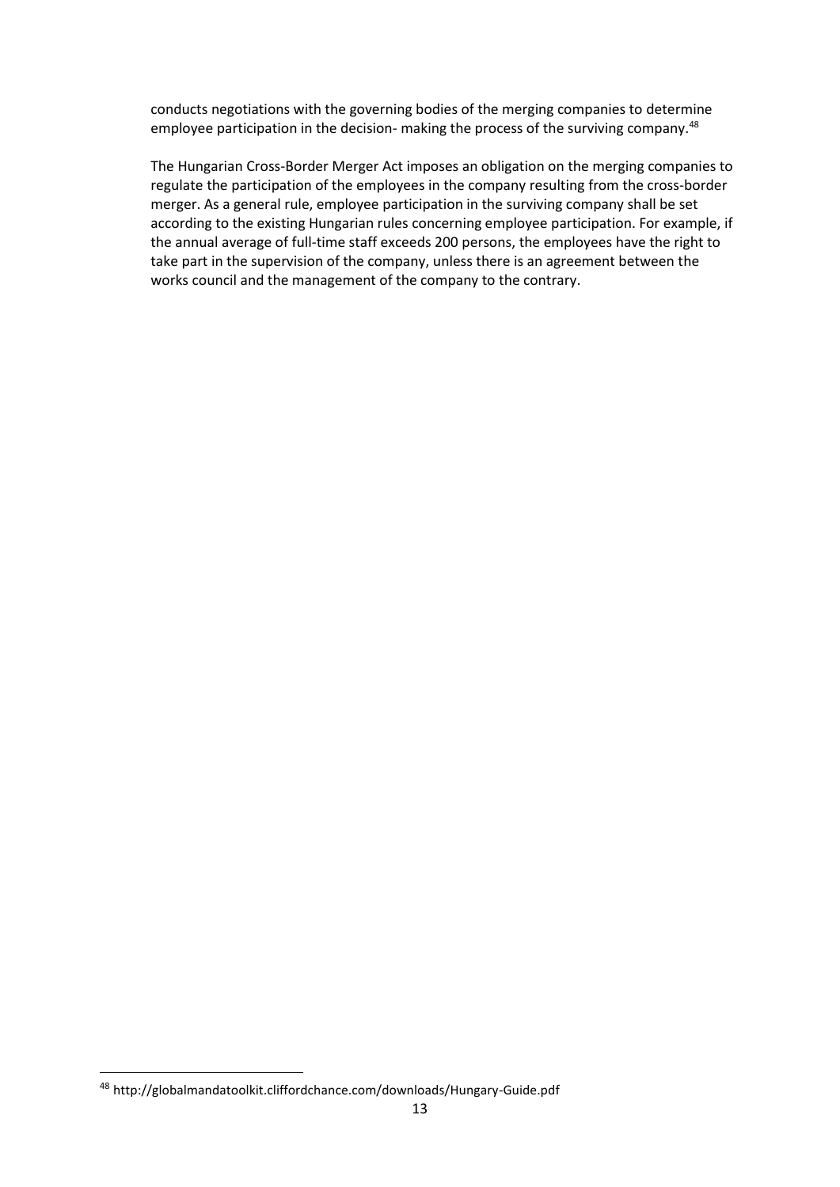conducts negotiations with the governing bodies of the merging companies to determine employee participation in the decision- making the process of the surviving company.[48]

The Hungarian Cross-Border Merger Act imposes an obligation on the merging companies to regulate the participation of the employees in the company resulting from the cross-border merger. As a general rule, employee participation in the surviving company shall be set according to the existing Hungarian rules concerning employee participation. For example, if the annual average of full-time staff exceeds 200 persons, the employees have the right to take part in the supervision of the company, unless there is an agreement between the works council and the management of the company to the contrary.

---

[48] http://globalmandatoolkit.cliffordchance.com/downloads/Hungary-Guide.pdf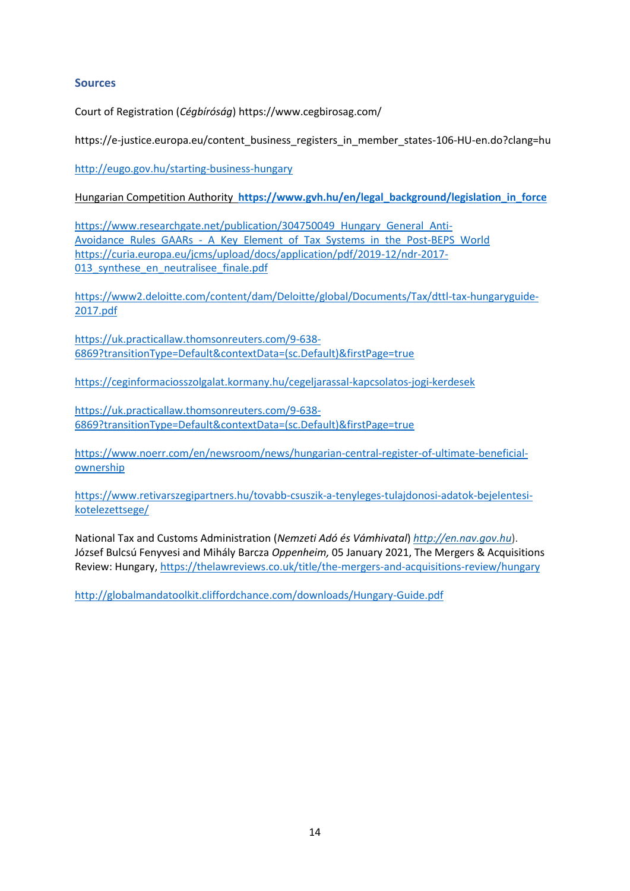## Sources

Court of Registration (*Cégbíróság*) https://www.cegbirosag.com/

https://e-justice.europa.eu/content_business_registers_in_member_states-106-HU-en.do?clang=hu

http://eugo.gov.hu/starting-business-hungary

Hungarian Competition Authority **https://www.gvh.hu/en/legal_background/legislation_in_force**

https://www.researchgate.net/publication/304750049_Hungary_General_Anti-Avoidance_Rules_GAARs_-_A_Key_Element_of_Tax_Systems_in_the_Post-BEPS_World
https://curia.europa.eu/jcms/upload/docs/application/pdf/2019-12/ndr-2017-013_synthese_en_neutralisee_finale.pdf

https://www2.deloitte.com/content/dam/Deloitte/global/Documents/Tax/dttl-tax-hungaryguide-2017.pdf

https://uk.practicallaw.thomsonreuters.com/9-638-6869?transitionType=Default&contextData=(sc.Default)&firstPage=true

https://ceginformaciosszolgalat.kormany.hu/cegeljarassal-kapcsolatos-jogi-kerdesek

https://uk.practicallaw.thomsonreuters.com/9-638-6869?transitionType=Default&contextData=(sc.Default)&firstPage=true

https://www.noerr.com/en/newsroom/news/hungarian-central-register-of-ultimate-beneficial-ownership

https://www.retivarszegipartners.hu/tovabb-csuszik-a-tenyleges-tulajdonosi-adatok-bejelentesi-kotelezettsege/

National Tax and Customs Administration (*Nemzeti Adó és Vámhivatal*) *http://en.nav.gov.hu*).
József Bulcsú Fenyvesi and Mihály Barcza *Oppenheim,* 05 January 2021, The Mergers & Acquisitions Review: Hungary, https://thelawreviews.co.uk/title/the-mergers-and-acquisitions-review/hungary

http://globalmandatoolkit.cliffordchance.com/downloads/Hungary-Guide.pdf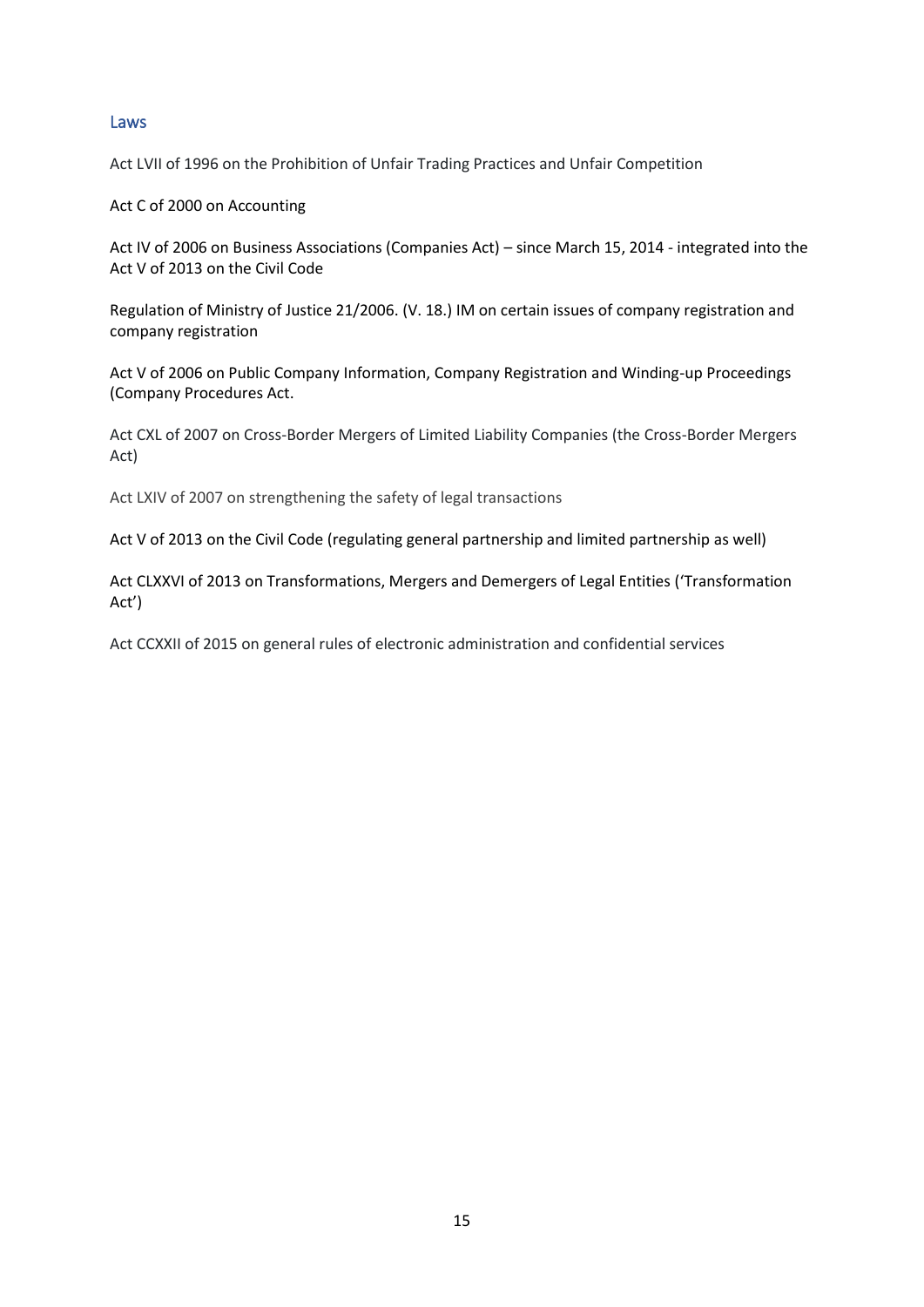## Laws

Act LVII of 1996 on the Prohibition of Unfair Trading Practices and Unfair Competition

Act C of 2000 on Accounting

Act IV of 2006 on Business Associations (Companies Act) – since March 15, 2014 - integrated into the Act V of 2013 on the Civil Code

Regulation of Ministry of Justice 21/2006. (V. 18.) IM on certain issues of company registration and company registration

Act V of 2006 on Public Company Information, Company Registration and Winding-up Proceedings (Company Procedures Act.

Act CXL of 2007 on Cross-Border Mergers of Limited Liability Companies (the Cross-Border Mergers Act)

Act LXIV of 2007 on strengthening the safety of legal transactions

Act V of 2013 on the Civil Code (regulating general partnership and limited partnership as well)

Act CLXXVI of 2013 on Transformations, Mergers and Demergers of Legal Entities ('Transformation Act')

Act CCXXII of 2015 on general rules of electronic administration and confidential services